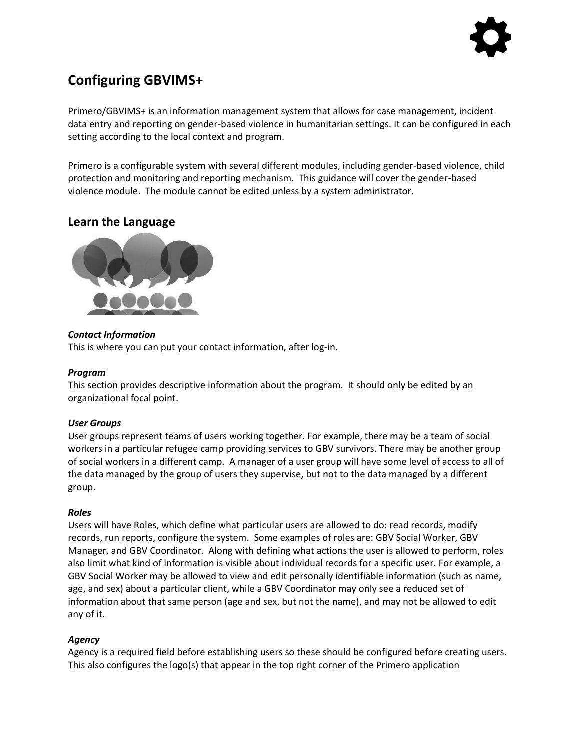# Configuring GBVIMS+

Primero/GBVIMS+ is an information management system that allows for case management, incident data entry and reporting on gender-based violence in humanitarian settings. It can be configured in each setting according to the local context and program.

Primero is a configurable system with several different modules, including gender-based violence, child protection and monitoring and reporting mechanism. This guidance will cover the gender-based violence module. The module cannot be edited unless by a system administrator.

## Learn the Language

***Contact Information***
This is where you can put your contact information, after log-in.

***Program***
This section provides descriptive information about the program. It should only be edited by an organizational focal point.

***User Groups***
User groups represent teams of users working together. For example, there may be a team of social workers in a particular refugee camp providing services to GBV survivors. There may be another group of social workers in a different camp. A manager of a user group will have some level of access to all of the data managed by the group of users they supervise, but not to the data managed by a different group.

***Roles***
Users will have Roles, which define what particular users are allowed to do: read records, modify records, run reports, configure the system. Some examples of roles are: GBV Social Worker, GBV Manager, and GBV Coordinator. Along with defining what actions the user is allowed to perform, roles also limit what kind of information is visible about individual records for a specific user. For example, a GBV Social Worker may be allowed to view and edit personally identifiable information (such as name, age, and sex) about a particular client, while a GBV Coordinator may only see a reduced set of information about that same person (age and sex, but not the name), and may not be allowed to edit any of it.

***Agency***
Agency is a required field before establishing users so these should be configured before creating users. This also configures the logo(s) that appear in the top right corner of the Primero application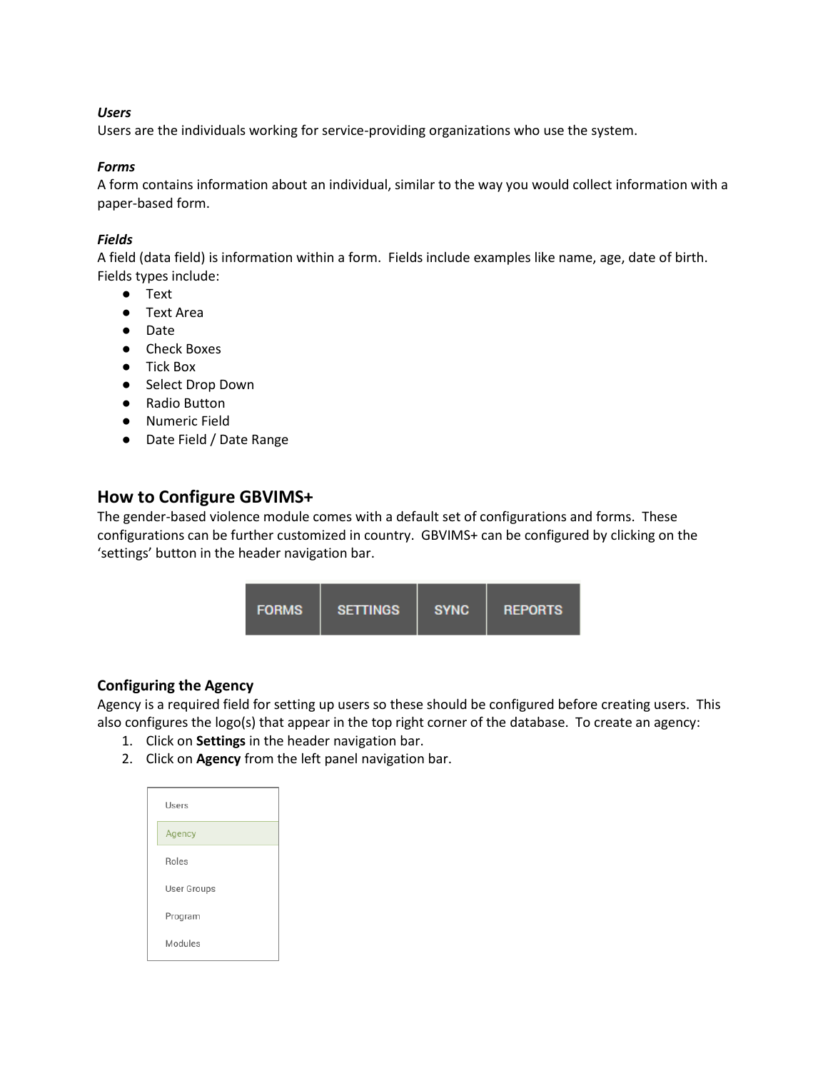***Users***
Users are the individuals working for service-providing organizations who use the system.

***Forms***
A form contains information about an individual, similar to the way you would collect information with a paper-based form.

***Fields***
A field (data field) is information within a form. Fields include examples like name, age, date of birth. Fields types include:

- Text
- Text Area
- Date
- Check Boxes
- Tick Box
- Select Drop Down
- Radio Button
- Numeric Field
- Date Field / Date Range

## How to Configure GBVIMS+

The gender-based violence module comes with a default set of configurations and forms. These configurations can be further customized in country. GBVIMS+ can be configured by clicking on the 'settings' button in the header navigation bar.

### Configuring the Agency

Agency is a required field for setting up users so these should be configured before creating users. This also configures the logo(s) that appear in the top right corner of the database. To create an agency:

1. Click on **Settings** in the header navigation bar.
2. Click on **Agency** from the left panel navigation bar.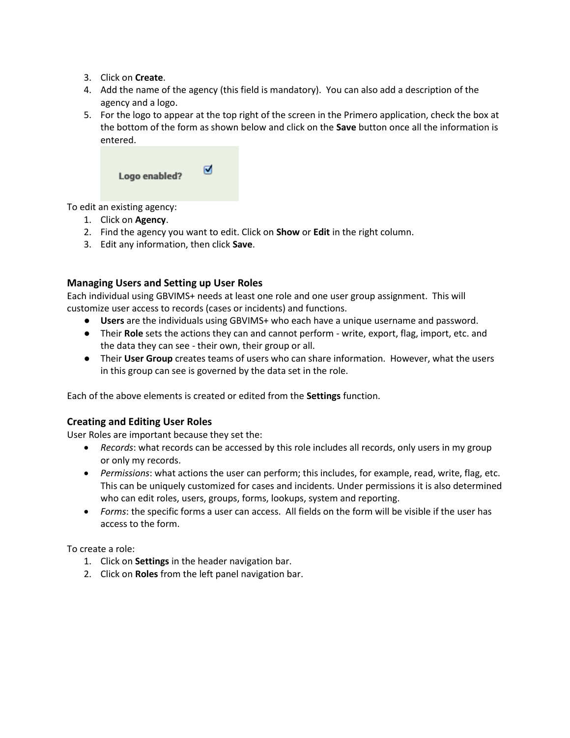3. Click on **Create**.
4. Add the name of the agency (this field is mandatory). You can also add a description of the agency and a logo.
5. For the logo to appear at the top right of the screen in the Primero application, check the box at the bottom of the form as shown below and click on the **Save** button once all the information is entered.

Logo enabled? ☑

To edit an existing agency:

1. Click on **Agency**.
2. Find the agency you want to edit. Click on **Show** or **Edit** in the right column.
3. Edit any information, then click **Save**.

### Managing Users and Setting up User Roles

Each individual using GBVIMS+ needs at least one role and one user group assignment. This will customize user access to records (cases or incidents) and functions.

- **Users** are the individuals using GBVIMS+ who each have a unique username and password.
- Their **Role** sets the actions they can and cannot perform - write, export, flag, import, etc. and the data they can see - their own, their group or all.
- Their **User Group** creates teams of users who can share information. However, what the users in this group can see is governed by the data set in the role.

Each of the above elements is created or edited from the **Settings** function.

### Creating and Editing User Roles

User Roles are important because they set the:

- *Records*: what records can be accessed by this role includes all records, only users in my group or only my records.
- *Permissions*: what actions the user can perform; this includes, for example, read, write, flag, etc. This can be uniquely customized for cases and incidents. Under permissions it is also determined who can edit roles, users, groups, forms, lookups, system and reporting.
- *Forms*: the specific forms a user can access. All fields on the form will be visible if the user has access to the form.

To create a role:

1. Click on **Settings** in the header navigation bar.
2. Click on **Roles** from the left panel navigation bar.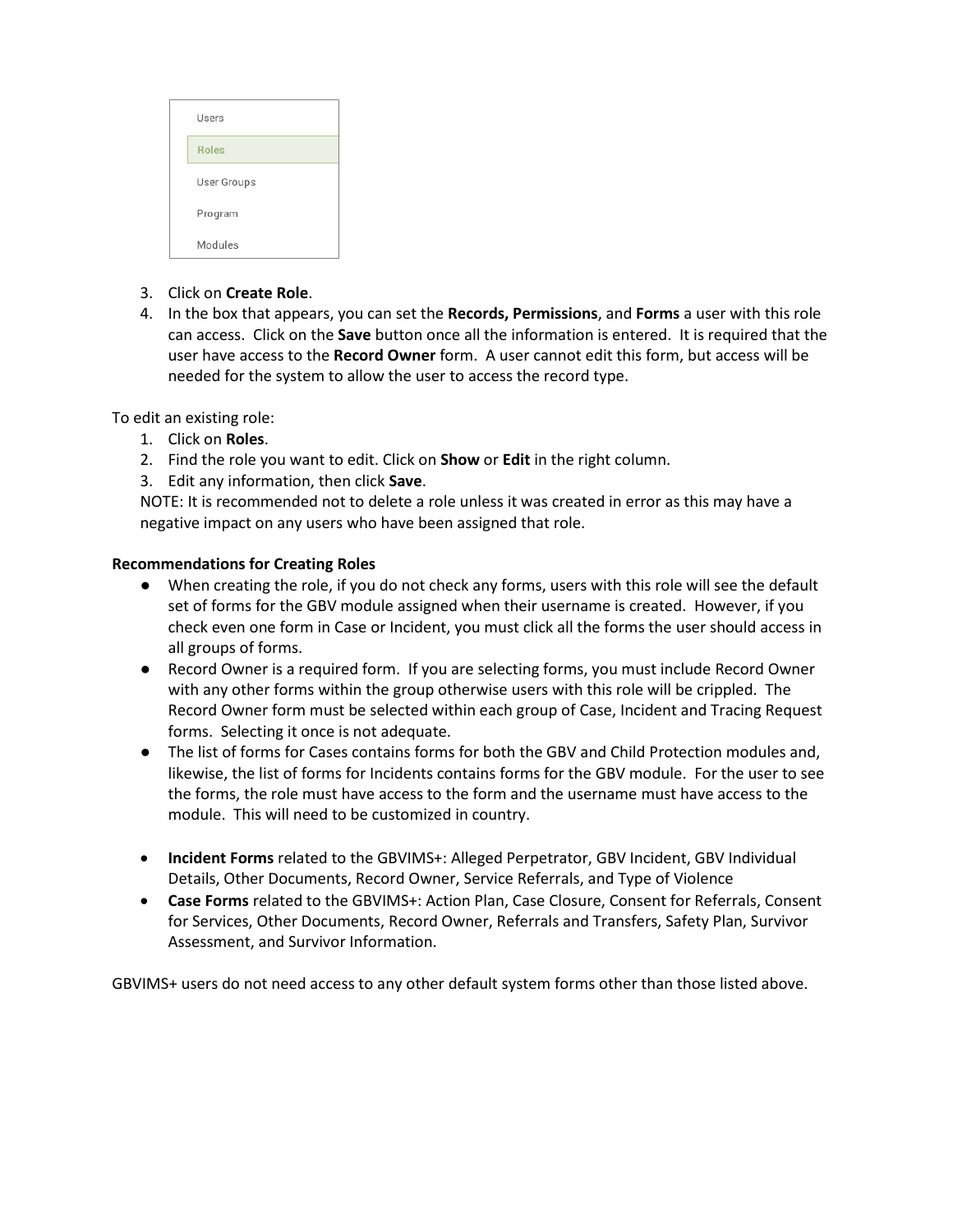Users

Roles

User Groups

Program

Modules

3. Click on **Create Role**.
4. In the box that appears, you can set the **Records, Permissions**, and **Forms** a user with this role can access. Click on the **Save** button once all the information is entered. It is required that the user have access to the **Record Owner** form. A user cannot edit this form, but access will be needed for the system to allow the user to access the record type.

To edit an existing role:

1. Click on **Roles**.
2. Find the role you want to edit. Click on **Show** or **Edit** in the right column.
3. Edit any information, then click **Save**.

NOTE: It is recommended not to delete a role unless it was created in error as this may have a negative impact on any users who have been assigned that role.

**Recommendations for Creating Roles**

- When creating the role, if you do not check any forms, users with this role will see the default set of forms for the GBV module assigned when their username is created. However, if you check even one form in Case or Incident, you must click all the forms the user should access in all groups of forms.
- Record Owner is a required form. If you are selecting forms, you must include Record Owner with any other forms within the group otherwise users with this role will be crippled. The Record Owner form must be selected within each group of Case, Incident and Tracing Request forms. Selecting it once is not adequate.
- The list of forms for Cases contains forms for both the GBV and Child Protection modules and, likewise, the list of forms for Incidents contains forms for the GBV module. For the user to see the forms, the role must have access to the form and the username must have access to the module. This will need to be customized in country.

- **Incident Forms** related to the GBVIMS+: Alleged Perpetrator, GBV Incident, GBV Individual Details, Other Documents, Record Owner, Service Referrals, and Type of Violence
- **Case Forms** related to the GBVIMS+: Action Plan, Case Closure, Consent for Referrals, Consent for Services, Other Documents, Record Owner, Referrals and Transfers, Safety Plan, Survivor Assessment, and Survivor Information.

GBVIMS+ users do not need access to any other default system forms other than those listed above.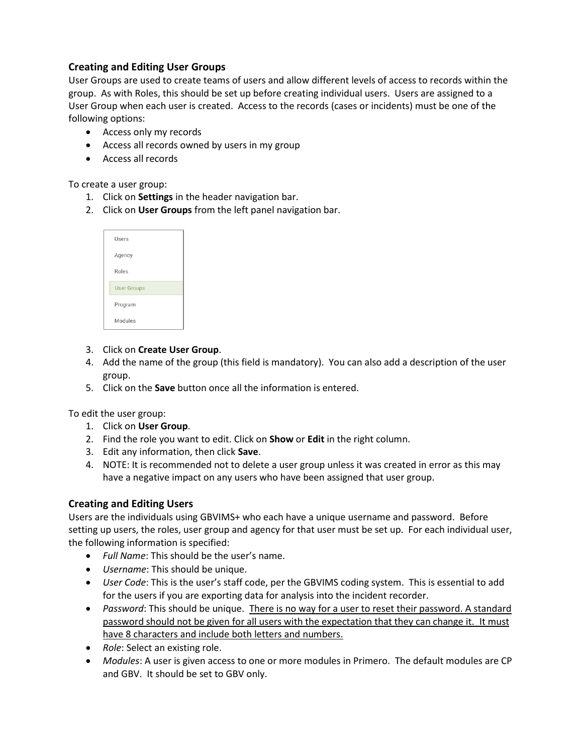### Creating and Editing User Groups

User Groups are used to create teams of users and allow different levels of access to records within the group. As with Roles, this should be set up before creating individual users. Users are assigned to a User Group when each user is created. Access to the records (cases or incidents) must be one of the following options:

- Access only my records
- Access all records owned by users in my group
- Access all records

To create a user group:

1. Click on **Settings** in the header navigation bar.
2. Click on **User Groups** from the left panel navigation bar.

Users
Agency
Roles
User Groups
Program
Modules

3. Click on **Create User Group**.
4. Add the name of the group (this field is mandatory). You can also add a description of the user group.
5. Click on the **Save** button once all the information is entered.

To edit the user group:

1. Click on **User Group**.
2. Find the role you want to edit. Click on **Show** or **Edit** in the right column.
3. Edit any information, then click **Save**.
4. NOTE: It is recommended not to delete a user group unless it was created in error as this may have a negative impact on any users who have been assigned that user group.

### Creating and Editing Users

Users are the individuals using GBVIMS+ who each have a unique username and password. Before setting up users, the roles, user group and agency for that user must be set up. For each individual user, the following information is specified:

- *Full Name*: This should be the user's name.
- *Username*: This should be unique.
- *User Code*: This is the user's staff code, per the GBVIMS coding system. This is essential to add for the users if you are exporting data for analysis into the incident recorder.
- *Password*: This should be unique. <u>There is no way for a user to reset their password. A standard password should not be given for all users with the expectation that they can change it. It must have 8 characters and include both letters and numbers.</u>
- *Role*: Select an existing role.
- *Modules*: A user is given access to one or more modules in Primero. The default modules are CP and GBV. It should be set to GBV only.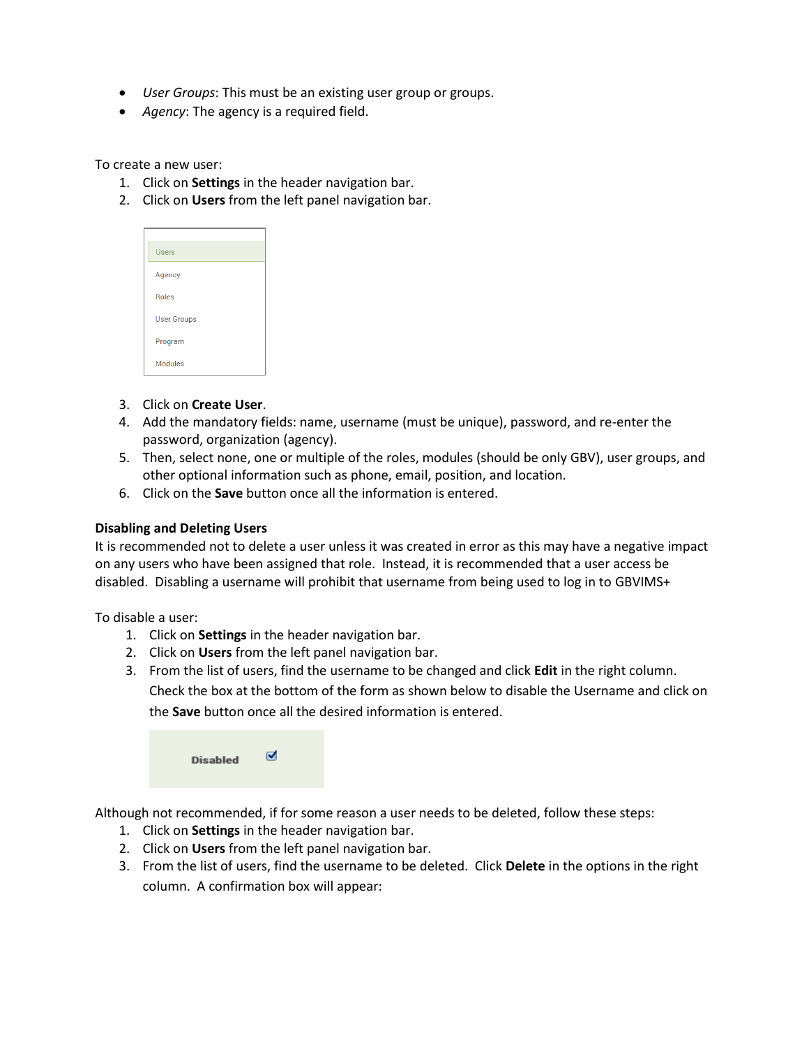- *User Groups*: This must be an existing user group or groups.
- *Agency*: The agency is a required field.

To create a new user:

1. Click on **Settings** in the header navigation bar.
2. Click on **Users** from the left panel navigation bar.
3. Click on **Create User**.
4. Add the mandatory fields: name, username (must be unique), password, and re-enter the password, organization (agency).
5. Then, select none, one or multiple of the roles, modules (should be only GBV), user groups, and other optional information such as phone, email, position, and location.
6. Click on the **Save** button once all the information is entered.

**Disabling and Deleting Users**

It is recommended not to delete a user unless it was created in error as this may have a negative impact on any users who have been assigned that role. Instead, it is recommended that a user access be disabled. Disabling a username will prohibit that username from being used to log in to GBVIMS+

To disable a user:

1. Click on **Settings** in the header navigation bar.
2. Click on **Users** from the left panel navigation bar.
3. From the list of users, find the username to be changed and click **Edit** in the right column. Check the box at the bottom of the form as shown below to disable the Username and click on the **Save** button once all the desired information is entered.

Although not recommended, if for some reason a user needs to be deleted, follow these steps:

1. Click on **Settings** in the header navigation bar.
2. Click on **Users** from the left panel navigation bar.
3. From the list of users, find the username to be deleted. Click **Delete** in the options in the right column. A confirmation box will appear: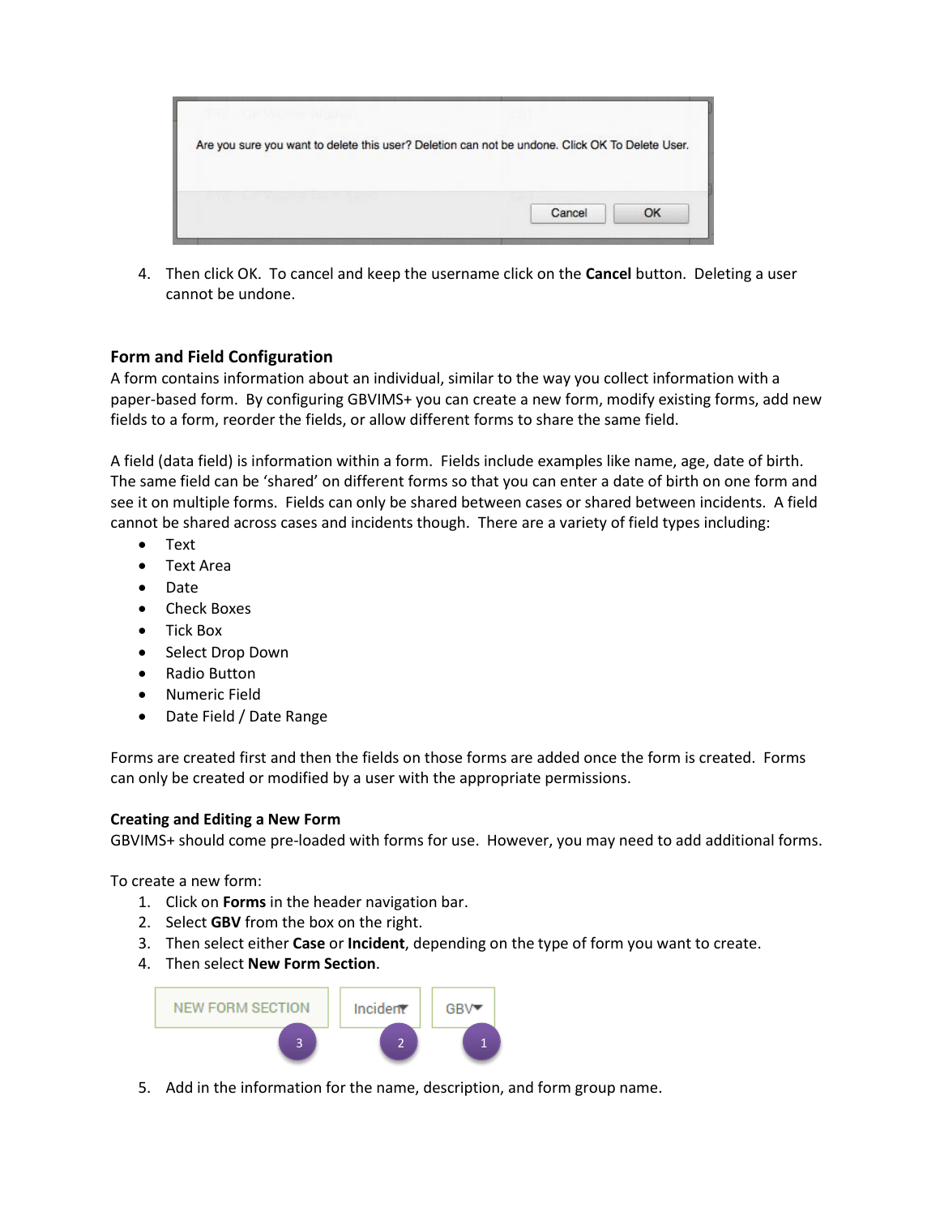4. Then click OK. To cancel and keep the username click on the **Cancel** button. Deleting a user cannot be undone.

## Form and Field Configuration

A form contains information about an individual, similar to the way you collect information with a paper-based form. By configuring GBVIMS+ you can create a new form, modify existing forms, add new fields to a form, reorder the fields, or allow different forms to share the same field.

A field (data field) is information within a form. Fields include examples like name, age, date of birth. The same field can be 'shared' on different forms so that you can enter a date of birth on one form and see it on multiple forms. Fields can only be shared between cases or shared between incidents. A field cannot be shared across cases and incidents though. There are a variety of field types including:

- Text
- Text Area
- Date
- Check Boxes
- Tick Box
- Select Drop Down
- Radio Button
- Numeric Field
- Date Field / Date Range

Forms are created first and then the fields on those forms are added once the form is created. Forms can only be created or modified by a user with the appropriate permissions.

### Creating and Editing a New Form

GBVIMS+ should come pre-loaded with forms for use. However, you may need to add additional forms.

To create a new form:

1. Click on **Forms** in the header navigation bar.
2. Select **GBV** from the box on the right.
3. Then select either **Case** or **Incident**, depending on the type of form you want to create.
4. Then select **New Form Section**.
5. Add in the information for the name, description, and form group name.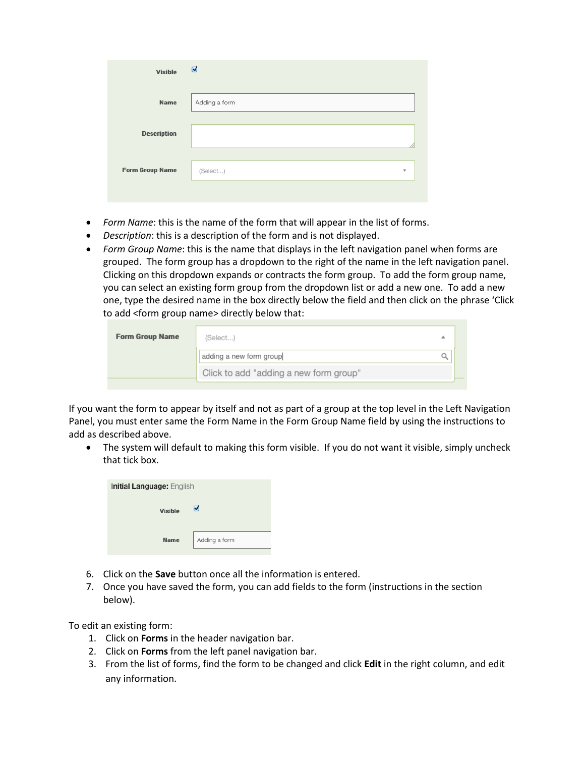- *Form Name*: this is the name of the form that will appear in the list of forms.
- *Description*: this is a description of the form and is not displayed.
- *Form Group Name*: this is the name that displays in the left navigation panel when forms are grouped. The form group has a dropdown to the right of the name in the left navigation panel. Clicking on this dropdown expands or contracts the form group. To add the form group name, you can select an existing form group from the dropdown list or add a new one. To add a new one, type the desired name in the box directly below the field and then click on the phrase 'Click to add <form group name> directly below that:

If you want the form to appear by itself and not as part of a group at the top level in the Left Navigation Panel, you must enter same the Form Name in the Form Group Name field by using the instructions to add as described above.

- The system will default to making this form visible. If you do not want it visible, simply uncheck that tick box.

6. Click on the **Save** button once all the information is entered.
7. Once you have saved the form, you can add fields to the form (instructions in the section below).

To edit an existing form:

1. Click on **Forms** in the header navigation bar.
2. Click on **Forms** from the left panel navigation bar.
3. From the list of forms, find the form to be changed and click **Edit** in the right column, and edit any information.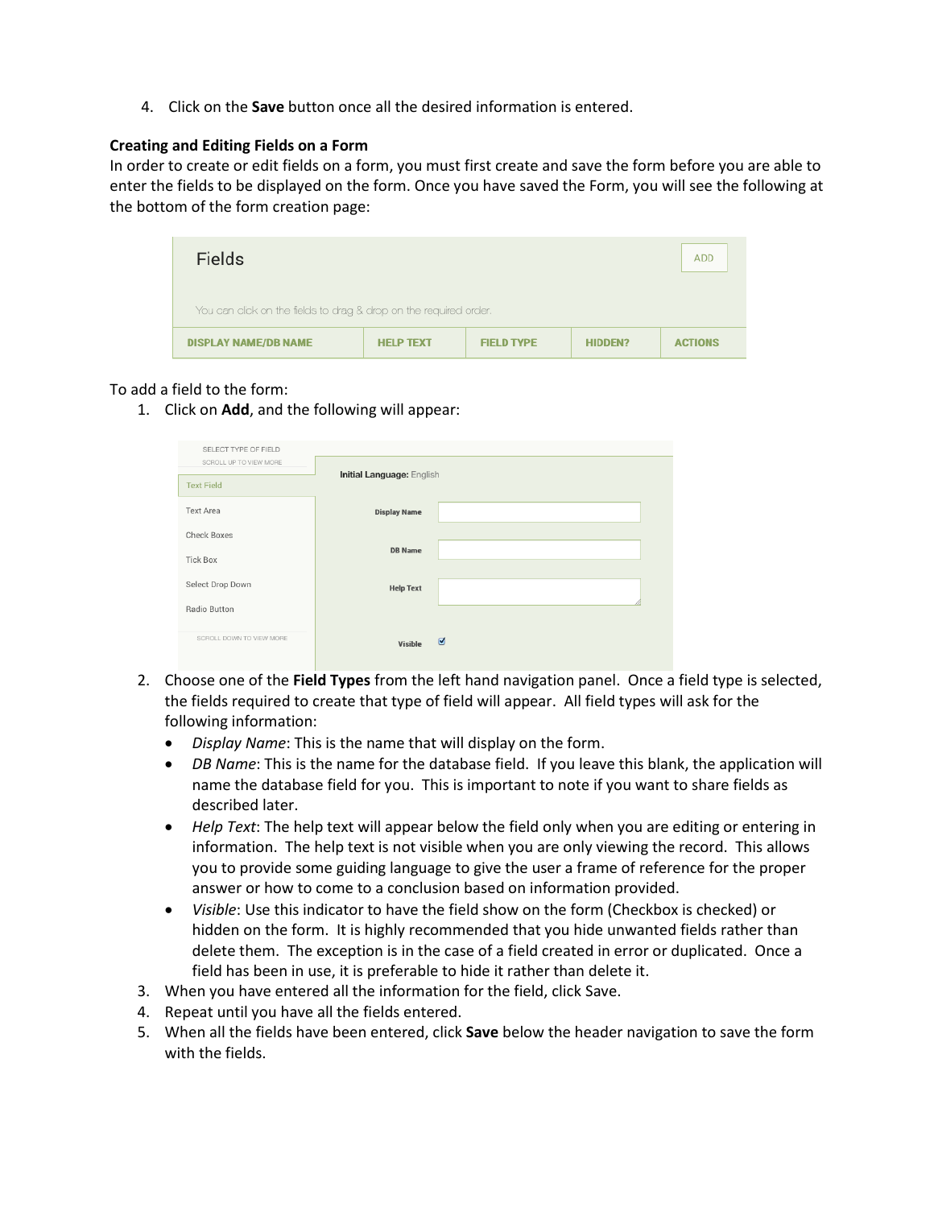4. Click on the **Save** button once all the desired information is entered.

**Creating and Editing Fields on a Form**

In order to create or edit fields on a form, you must first create and save the form before you are able to enter the fields to be displayed on the form. Once you have saved the Form, you will see the following at the bottom of the form creation page:

To add a field to the form:

1. Click on **Add**, and the following will appear:

2. Choose one of the **Field Types** from the left hand navigation panel. Once a field type is selected, the fields required to create that type of field will appear. All field types will ask for the following information:
   - *Display Name*: This is the name that will display on the form.
   - *DB Name*: This is the name for the database field. If you leave this blank, the application will name the database field for you. This is important to note if you want to share fields as described later.
   - *Help Text*: The help text will appear below the field only when you are editing or entering in information. The help text is not visible when you are only viewing the record. This allows you to provide some guiding language to give the user a frame of reference for the proper answer or how to come to a conclusion based on information provided.
   - *Visible*: Use this indicator to have the field show on the form (Checkbox is checked) or hidden on the form. It is highly recommended that you hide unwanted fields rather than delete them. The exception is in the case of a field created in error or duplicated. Once a field has been in use, it is preferable to hide it rather than delete it.
3. When you have entered all the information for the field, click Save.
4. Repeat until you have all the fields entered.
5. When all the fields have been entered, click **Save** below the header navigation to save the form with the fields.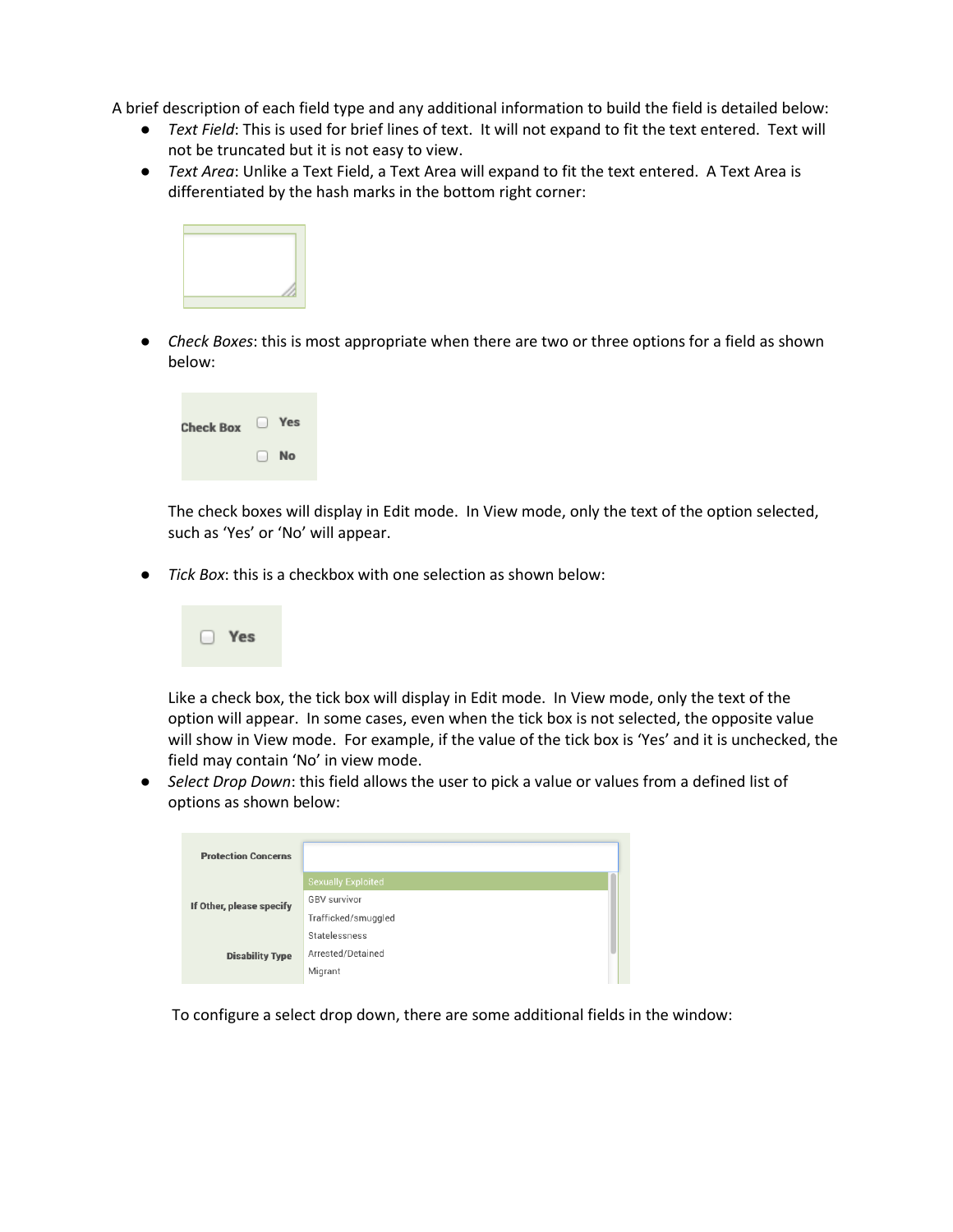A brief description of each field type and any additional information to build the field is detailed below:

- *Text Field*: This is used for brief lines of text. It will not expand to fit the text entered. Text will not be truncated but it is not easy to view.
- *Text Area*: Unlike a Text Field, a Text Area will expand to fit the text entered. A Text Area is differentiated by the hash marks in the bottom right corner:
- *Check Boxes*: this is most appropriate when there are two or three options for a field as shown below:

  The check boxes will display in Edit mode. In View mode, only the text of the option selected, such as 'Yes' or 'No' will appear.

- *Tick Box*: this is a checkbox with one selection as shown below:

  Like a check box, the tick box will display in Edit mode. In View mode, only the text of the option will appear. In some cases, even when the tick box is not selected, the opposite value will show in View mode. For example, if the value of the tick box is 'Yes' and it is unchecked, the field may contain 'No' in view mode.

- *Select Drop Down*: this field allows the user to pick a value or values from a defined list of options as shown below:

  To configure a select drop down, there are some additional fields in the window: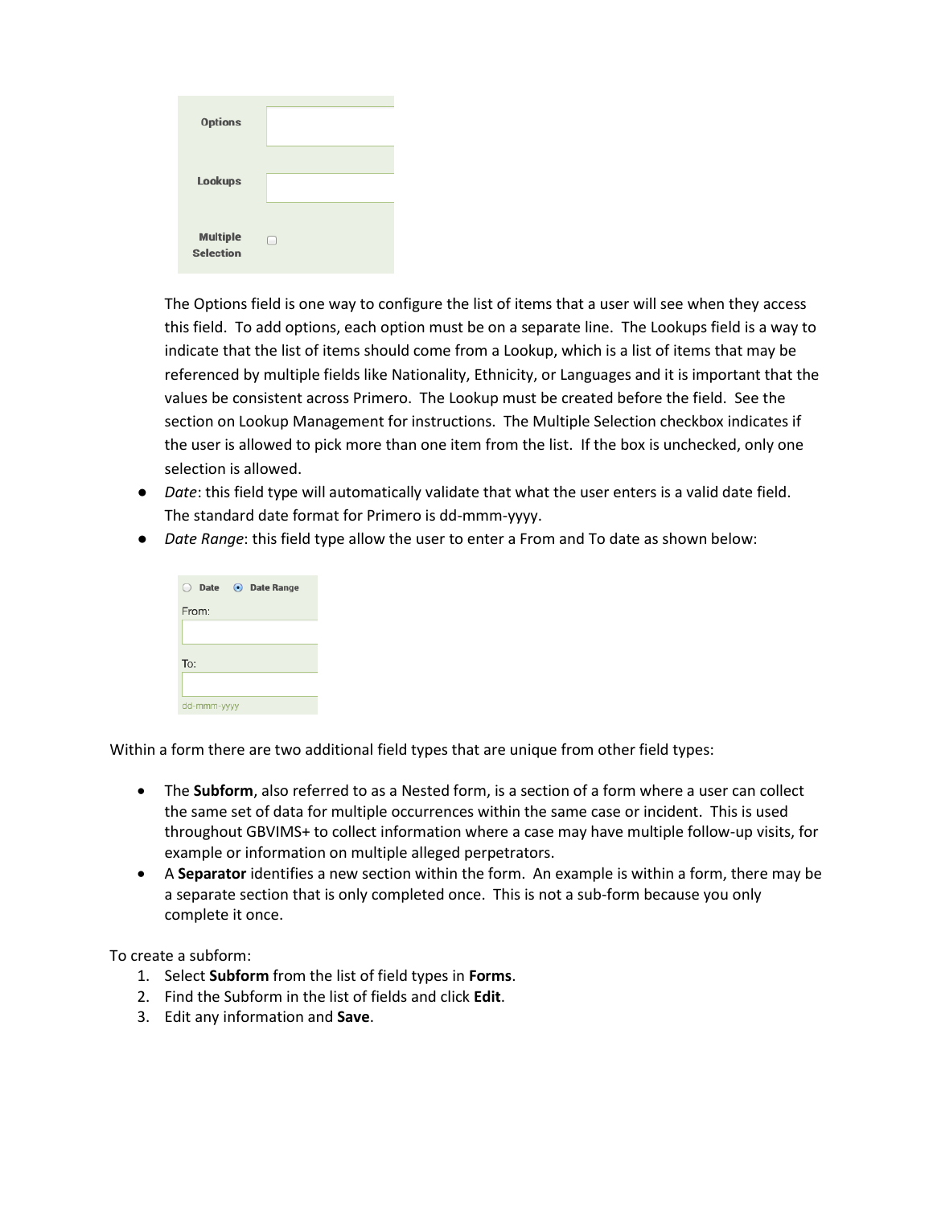The Options field is one way to configure the list of items that a user will see when they access this field. To add options, each option must be on a separate line. The Lookups field is a way to indicate that the list of items should come from a Lookup, which is a list of items that may be referenced by multiple fields like Nationality, Ethnicity, or Languages and it is important that the values be consistent across Primero. The Lookup must be created before the field. See the section on Lookup Management for instructions. The Multiple Selection checkbox indicates if the user is allowed to pick more than one item from the list. If the box is unchecked, only one selection is allowed.

- *Date*: this field type will automatically validate that what the user enters is a valid date field. The standard date format for Primero is dd-mmm-yyyy.
- *Date Range*: this field type allow the user to enter a From and To date as shown below:

Within a form there are two additional field types that are unique from other field types:

- The **Subform**, also referred to as a Nested form, is a section of a form where a user can collect the same set of data for multiple occurrences within the same case or incident. This is used throughout GBVIMS+ to collect information where a case may have multiple follow-up visits, for example or information on multiple alleged perpetrators.
- A **Separator** identifies a new section within the form. An example is within a form, there may be a separate section that is only completed once. This is not a sub-form because you only complete it once.

To create a subform:

1. Select **Subform** from the list of field types in **Forms**.
2. Find the Subform in the list of fields and click **Edit**.
3. Edit any information and **Save**.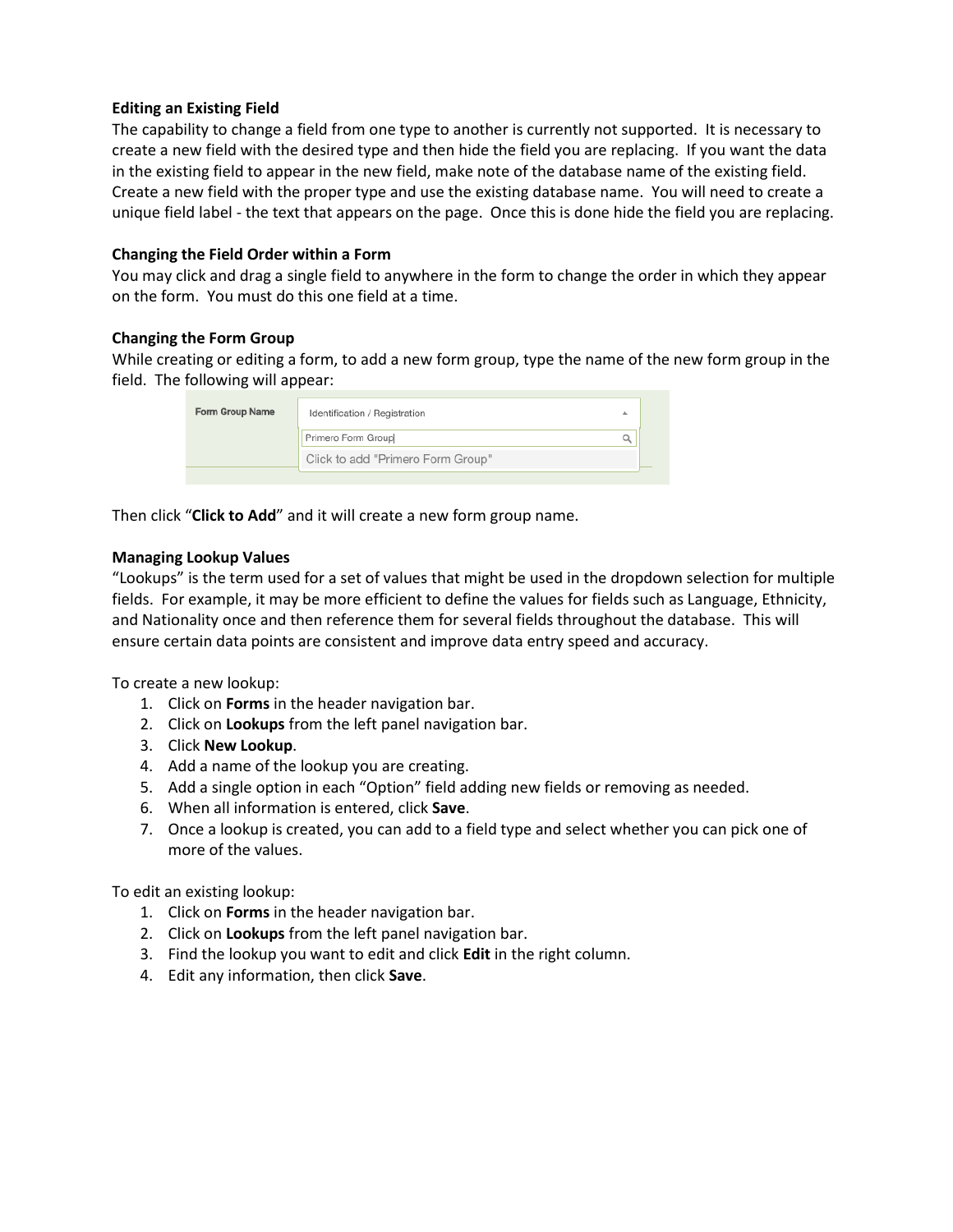**Editing an Existing Field**

The capability to change a field from one type to another is currently not supported. It is necessary to create a new field with the desired type and then hide the field you are replacing. If you want the data in the existing field to appear in the new field, make note of the database name of the existing field. Create a new field with the proper type and use the existing database name. You will need to create a unique field label - the text that appears on the page. Once this is done hide the field you are replacing.

**Changing the Field Order within a Form**

You may click and drag a single field to anywhere in the form to change the order in which they appear on the form. You must do this one field at a time.

**Changing the Form Group**

While creating or editing a form, to add a new form group, type the name of the new form group in the field. The following will appear:

Form Group Name

Identification / Registration

Primero Form Group

Click to add "Primero Form Group"

Then click "**Click to Add**" and it will create a new form group name.

**Managing Lookup Values**

"Lookups" is the term used for a set of values that might be used in the dropdown selection for multiple fields. For example, it may be more efficient to define the values for fields such as Language, Ethnicity, and Nationality once and then reference them for several fields throughout the database. This will ensure certain data points are consistent and improve data entry speed and accuracy.

To create a new lookup:

1. Click on **Forms** in the header navigation bar.
2. Click on **Lookups** from the left panel navigation bar.
3. Click **New Lookup**.
4. Add a name of the lookup you are creating.
5. Add a single option in each "Option" field adding new fields or removing as needed.
6. When all information is entered, click **Save**.
7. Once a lookup is created, you can add to a field type and select whether you can pick one of more of the values.

To edit an existing lookup:

1. Click on **Forms** in the header navigation bar.
2. Click on **Lookups** from the left panel navigation bar.
3. Find the lookup you want to edit and click **Edit** in the right column.
4. Edit any information, then click **Save**.